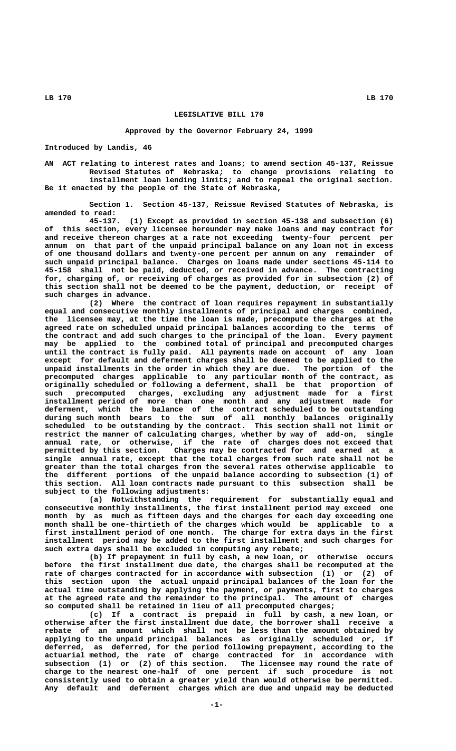# LEGISLATIVE BILL 170

### Approved by the Governor February 24, 1999

Introduced by Landis, 46

AN ACT relating to interest rates and loans; to amend section 45-137, Reissue Revised Statutes of Nebraska; to change provisions relating to installment loan lending limits; and to repeal the original section.

Be it enacted by the people of the State of Nebraska,

Section 1. Section 45-137, Reissue Revised Statutes of Nebraska, is amended to read:

45-137. (1) Except as provided in section 45-138 and subsection (6) of this section, every licensee hereunder may make loans and may contract for and receive thereon charges at a rate not exceeding twenty-four percent per annum on that part of the unpaid principal balance on any loan not in excess of one thousand dollars and twenty-one percent per annum on any remainder of such unpaid principal balance. Charges on loans made under sections 45-114 to 45-158 shall not be paid, deducted, or received in advance. The contracting for, charging of, or receiving of charges as provided for in subsection (2) of this section shall not be deemed to be the payment, deduction, or receipt of such charges in advance.

(2) Where the contract of loan requires repayment in substantially equal and consecutive monthly installments of principal and charges combined, the licensee may, at the time the loan is made, precompute the charges at the agreed rate on scheduled unpaid principal balances according to the terms of the contract and add such charges to the principal of the loan. Every payment may be applied to the combined total of principal and precomputed charges until the contract is fully paid. All payments made on account of any loan except for default and deferment charges shall be deemed to be applied to the unpaid installments in the order in which they are due. The portion of the precomputed charges applicable to any particular month of the contract, as originally scheduled or following a deferment, shall be that proportion of such precomputed charges, excluding any adjustment made for a first installment period of more than one month and any adjustment made for deferment, which the balance of the contract scheduled to be outstanding during such month bears to the sum of all monthly balances originally scheduled to be outstanding by the contract. This section shall not limit or restrict the manner of calculating charges, whether by way of add-on, single annual rate, or otherwise, if the rate of charges does not exceed that permitted by this section. Charges may be contracted for and earned at a single annual rate, except that the total charges from such rate shall not be greater than the total charges from the several rates otherwise applicable to the different portions of the unpaid balance according to subsection (1) of this section. All loan contracts made pursuant to this subsection shall be subject to the following adjustments:

(a) Notwithstanding the requirement for substantially equal and consecutive monthly installments, the first installment period may exceed one month by as much as fifteen days and the charges for each day exceeding one month shall be one-thirtieth of the charges which would be applicable to a first installment period of one month. The charge for extra days in the first installment period may be added to the first installment and such charges for such extra days shall be excluded in computing any rebate;

(b) If prepayment in full by cash, a new loan, or otherwise occurs before the first installment due date, the charges shall be recomputed at the rate of charges contracted for in accordance with subsection (1) or (2) of this section upon the actual unpaid principal balances of the loan for the actual time outstanding by applying the payment, or payments, first to charges at the agreed rate and the remainder to the principal. The amount of charges so computed shall be retained in lieu of all precomputed charges;

(c) If a contract is prepaid in full by cash, a new loan, or otherwise after the first installment due date, the borrower shall receive a rebate of an amount which shall not be less than the amount obtained by applying to the unpaid principal balances as originally scheduled or, if deferred, as deferred, for the period following prepayment, according to the actuarial method, the rate of charge contracted for in accordance with subsection (1) or (2) of this section. The licensee may round the rate of charge to the nearest one-half of one percent if such procedure is not consistently used to obtain a greater yield than would otherwise be permitted. Any default and deferment charges which are due and unpaid may be deducted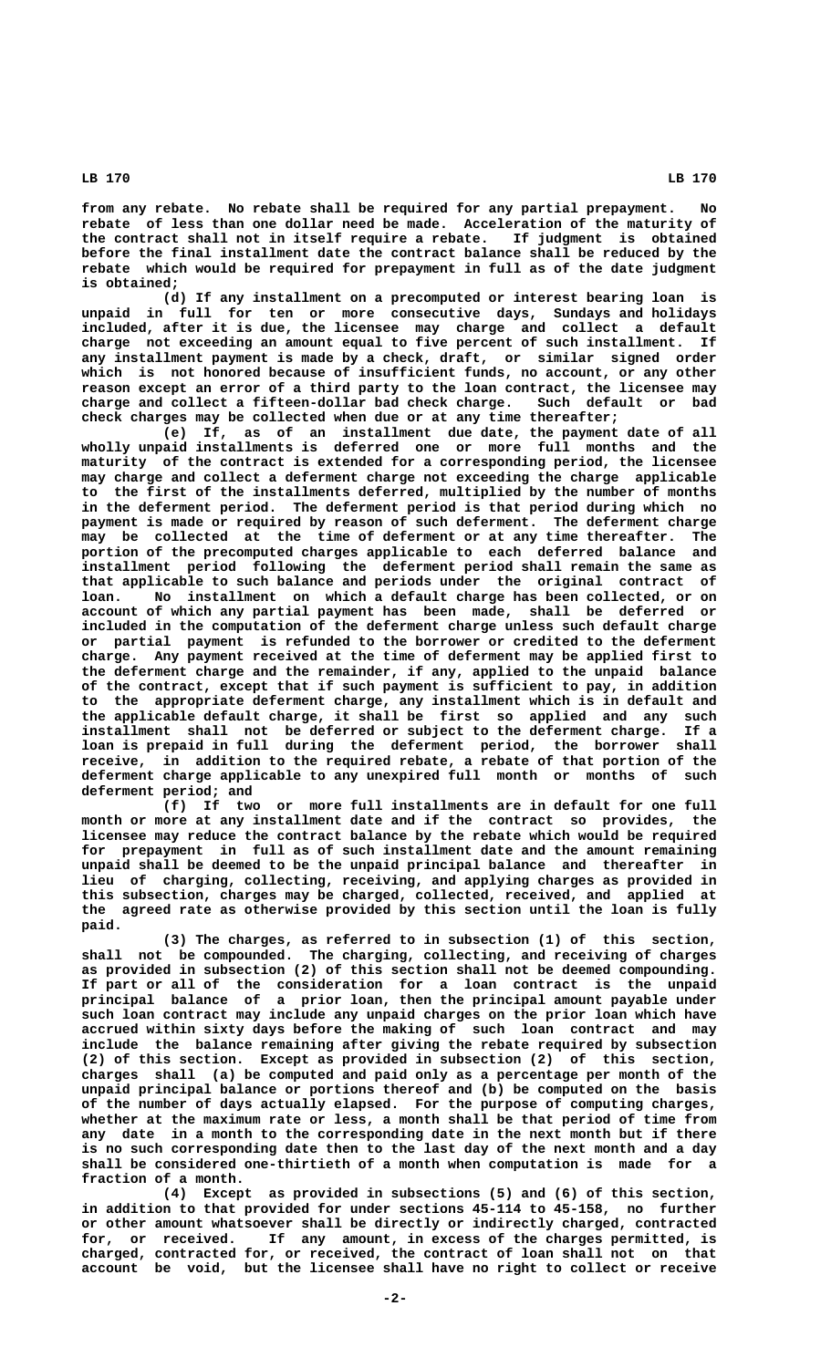from any rebate. No rebate shall be required for any partial prepayment. No rebate of less than one dollar need be made. Acceleration of the maturity of the contract shall not in itself require a rebate. If judgment is obtained before the final installment date the contract balance shall be reduced by the rebate which would be required for prepayment in full as of the date judgment is obtained;

(d) If any installment on a precomputed or interest bearing loan is unpaid in full for ten or more consecutive days, Sundays and holidays included, after it is due, the licensee may charge and collect a default charge not exceeding an amount equal to five percent of such installment. If any installment payment is made by a check, draft, or similar signed order which is not honored because of insufficient funds, no account, or any other reason except an error of a third party to the loan contract, the licensee may charge and collect a fifteen-dollar bad check charge. Such default or bad check charges may be collected when due or at any time thereafter;

(e) If, as of an installment due date, the payment date of all wholly unpaid installments is deferred one or more full months and the maturity of the contract is extended for a corresponding period, the licensee may charge and collect a deferment charge not exceeding the charge applicable to the first of the installments deferred, multiplied by the number of months in the deferment period. The deferment period is that period during which no payment is made or required by reason of such deferment. The deferment charge may be collected at the time of deferment or at any time thereafter. The portion of the precomputed charges applicable to each deferred balance and installment period following the deferment period shall remain the same as that applicable to such balance and periods under the original contract of loan. No installment on which a default charge has been collected, or on account of which any partial payment has been made, shall be deferred or included in the computation of the deferment charge unless such default charge or partial payment is refunded to the borrower or credited to the deferment charge. Any payment received at the time of deferment may be applied first to the deferment charge and the remainder, if any, applied to the unpaid balance of the contract, except that if such payment is sufficient to pay, in addition to the appropriate deferment charge, any installment which is in default and the applicable default charge, it shall be first so applied and any such installment shall not be deferred or subject to the deferment charge. If a loan is prepaid in full during the deferment period, the borrower shall receive, in addition to the required rebate, a rebate of that portion of the deferment charge applicable to any unexpired full month or months of such deferment period; and

(f) If two or more full installments are in default for one full month or more at any installment date and if the contract so provides, the licensee may reduce the contract balance by the rebate which would be required for prepayment in full as of such installment date and the amount remaining unpaid shall be deemed to be the unpaid principal balance and thereafter in lieu of charging, collecting, receiving, and applying charges as provided in this subsection, charges may be charged, collected, received, and applied at the agreed rate as otherwise provided by this section until the loan is fully paid.

(3) The charges, as referred to in subsection (1) of this section, shall not be compounded. The charging, collecting, and receiving of charges as provided in subsection (2) of this section shall not be deemed compounding. If part or all of the consideration for a loan contract is the unpaid principal balance of a prior loan, then the principal amount payable under such loan contract may include any unpaid charges on the prior loan which have accrued within sixty days before the making of such loan contract and may include the balance remaining after giving the rebate required by subsection (2) of this section. Except as provided in subsection (2) of this section, charges shall (a) be computed and paid only as a percentage per month of the unpaid principal balance or portions thereof and (b) be computed on the basis of the number of days actually elapsed. For the purpose of computing charges, whether at the maximum rate or less, a month shall be that period of time from any date in a month to the corresponding date in the next month but if there is no such corresponding date then to the last day of the next month and a day shall be considered one-thirtieth of a month when computation is made for a fraction of a month.

(4) Except as provided in subsections (5) and (6) of this section, in addition to that provided for under sections 45-114 to 45-158, no further or other amount whatsoever shall be directly or indirectly charged, contracted for, or received. If any amount, in excess of the charges permitted, is charged, contracted for, or received, the contract of loan shall not on that account be void, but the licensee shall have no right to collect or receive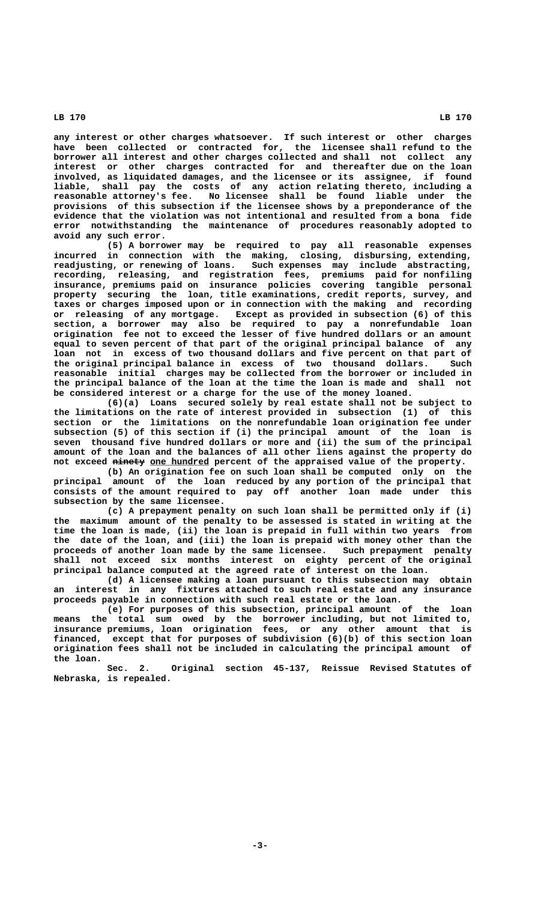any interest or other charges whatsoever. If such interest or other charges have been collected or contracted for, the licensee shall refund to the borrower all interest and other charges collected and shall not collect any interest or other charges contracted for and thereafter due on the loan involved, as liquidated damages, and the licensee or its assignee, if found liable, shall pay the costs of any action relating thereto, including a reasonable attorney's fee. No licensee shall be found liable under the provisions of this subsection if the licensee shows by a preponderance of the evidence that the violation was not intentional and resulted from a bona fide error notwithstanding the maintenance of procedures reasonably adopted to avoid any such error.

(5) A borrower may be required to pay all reasonable expenses incurred in connection with the making, closing, disbursing, extending, readjusting, or renewing of loans. Such expenses may include abstracting, recording, releasing, and registration fees, premiums paid for nonfiling insurance, premiums paid on insurance policies covering tangible personal property securing the loan, title examinations, credit reports, survey, and taxes or charges imposed upon or in connection with the making and recording or releasing of any mortgage. Except as provided in subsection (6) of this section, a borrower may also be required to pay a nonrefundable loan origination fee not to exceed the lesser of five hundred dollars or an amount equal to seven percent of that part of the original principal balance of any loan not in excess of two thousand dollars and five percent on that part of the original principal balance in excess of two thousand dollars. Such reasonable initial charges may be collected from the borrower or included in the principal balance of the loan at the time the loan is made and shall not be considered interest or a charge for the use of the money loaned.

(6)(a) Loans secured solely by real estate shall not be subject to the limitations on the rate of interest provided in subsection (1) of this section or the limitations on the nonrefundable loan origination fee under subsection (5) of this section if (i) the principal amount of the loan is seven thousand five hundred dollars or more and (ii) the sum of the principal amount of the loan and the balances of all other liens against the property do not exceed ~~ninety~~ one hundred percent of the appraised value of the property.

(b) An origination fee on such loan shall be computed only on the principal amount of the loan reduced by any portion of the principal that consists of the amount required to pay off another loan made under this subsection by the same licensee.

(c) A prepayment penalty on such loan shall be permitted only if (i) the maximum amount of the penalty to be assessed is stated in writing at the time the loan is made, (ii) the loan is prepaid in full within two years from the date of the loan, and (iii) the loan is prepaid with money other than the proceeds of another loan made by the same licensee. Such prepayment penalty shall not exceed six months interest on eighty percent of the original principal balance computed at the agreed rate of interest on the loan.

(d) A licensee making a loan pursuant to this subsection may obtain an interest in any fixtures attached to such real estate and any insurance proceeds payable in connection with such real estate or the loan.

(e) For purposes of this subsection, principal amount of the loan means the total sum owed by the borrower including, but not limited to, insurance premiums, loan origination fees, or any other amount that is financed, except that for purposes of subdivision (6)(b) of this section loan origination fees shall not be included in calculating the principal amount of the loan.

Sec. 2. Original section 45-137, Reissue Revised Statutes of Nebraska, is repealed.